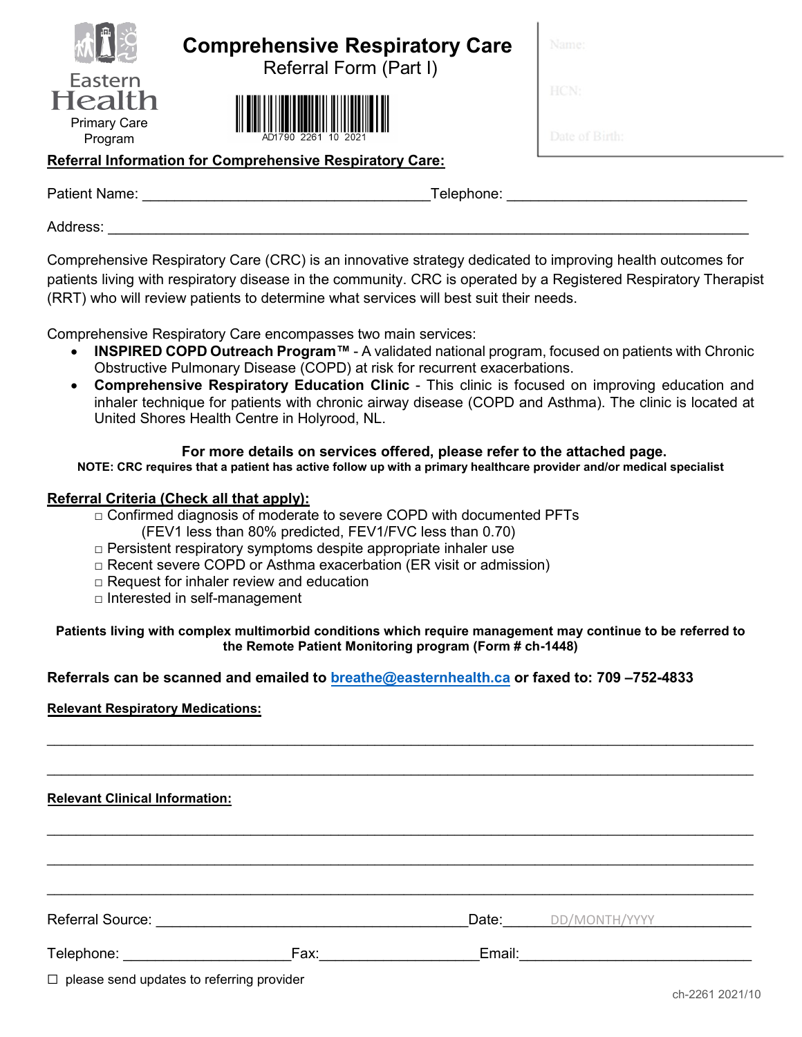Eastern Health
Primary Care Program

# Comprehensive Respiratory Care

Referral Form (Part I)

AD1790 2261 10 2021

Name:

HCN:

Date of Birth:

**Referral Information for Comprehensive Respiratory Care:**

Patient Name: ___________________________________ Telephone: _____________________________

Address: _______________________________________________________________________________

Comprehensive Respiratory Care (CRC) is an innovative strategy dedicated to improving health outcomes for patients living with respiratory disease in the community. CRC is operated by a Registered Respiratory Therapist (RRT) who will review patients to determine what services will best suit their needs.

Comprehensive Respiratory Care encompasses two main services:

- **INSPIRED COPD Outreach Program™** - A validated national program, focused on patients with Chronic Obstructive Pulmonary Disease (COPD) at risk for recurrent exacerbations.
- **Comprehensive Respiratory Education Clinic** - This clinic is focused on improving education and inhaler technique for patients with chronic airway disease (COPD and Asthma). The clinic is located at United Shores Health Centre in Holyrood, NL.

**For more details on services offered, please refer to the attached page.**

**NOTE: CRC requires that a patient has active follow up with a primary healthcare provider and/or medical specialist**

**Referral Criteria (Check all that apply):**

- □ Confirmed diagnosis of moderate to severe COPD with documented PFTs (FEV1 less than 80% predicted, FEV1/FVC less than 0.70)
- □ Persistent respiratory symptoms despite appropriate inhaler use
- □ Recent severe COPD or Asthma exacerbation (ER visit or admission)
- □ Request for inhaler review and education
- □ Interested in self-management

**Patients living with complex multimorbid conditions which require management may continue to be referred to the Remote Patient Monitoring program (Form # ch-1448)**

**Referrals can be scanned and emailed to breathe@easternhealth.ca or faxed to: 709 –752-4833**

**Relevant Respiratory Medications:**

_______________________________________________________________________________

_______________________________________________________________________________

**Relevant Clinical Information:**

_______________________________________________________________________________

_______________________________________________________________________________

_______________________________________________________________________________

Referral Source: ________________________________________ Date: DD/MONTH/YYYY

Telephone: ______________________ Fax: ____________________ Email: ______________________________

☐ please send updates to referring provider

ch-2261 2021/10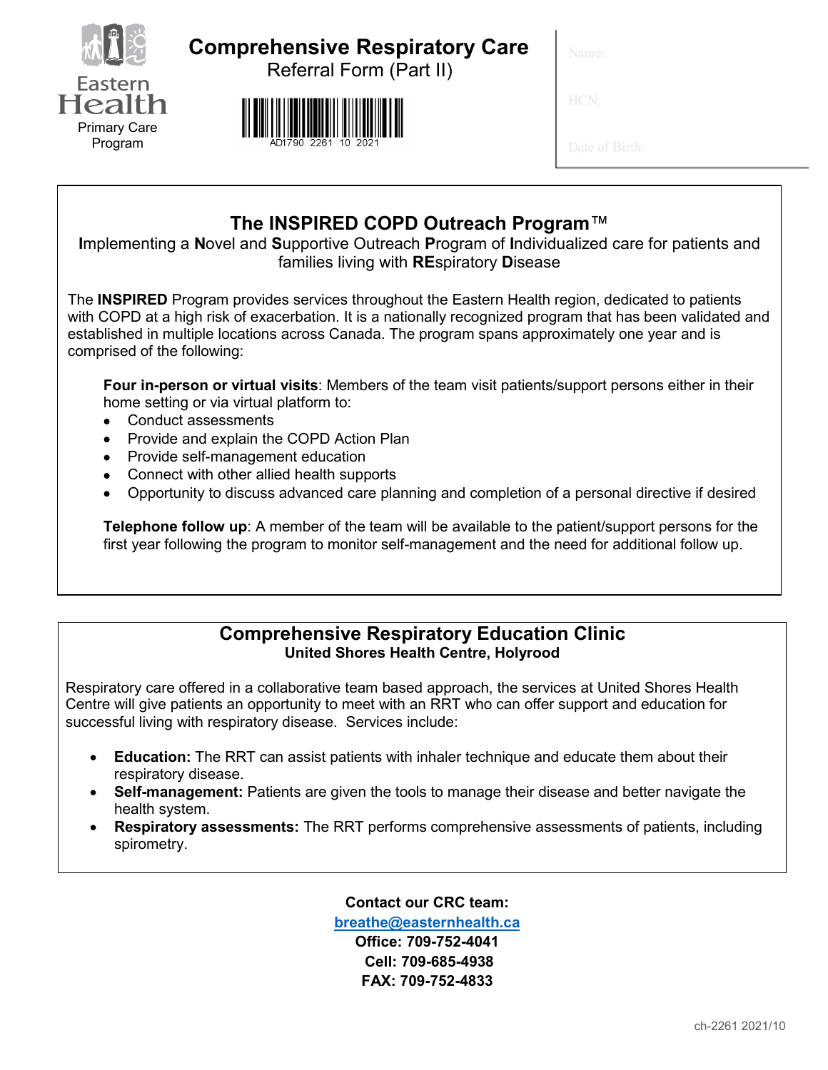Eastern Health
Primary Care Program

# Comprehensive Respiratory Care

Referral Form (Part II)

AD1790 2261 10 2021

Name:

HCN:

Date of Birth:

## The INSPIRED COPD Outreach Program™

**I**mplementing a **N**ovel and **S**upportive Outreach **P**rogram of **I**ndividualized care for patients and families living with **RE**spiratory **D**isease

The **INSPIRED** Program provides services throughout the Eastern Health region, dedicated to patients with COPD at a high risk of exacerbation. It is a nationally recognized program that has been validated and established in multiple locations across Canada. The program spans approximately one year and is comprised of the following:

**Four in-person or virtual visits**: Members of the team visit patients/support persons either in their home setting or via virtual platform to:

- Conduct assessments
- Provide and explain the COPD Action Plan
- Provide self-management education
- Connect with other allied health supports
- Opportunity to discuss advanced care planning and completion of a personal directive if desired

**Telephone follow up**: A member of the team will be available to the patient/support persons for the first year following the program to monitor self-management and the need for additional follow up.

## Comprehensive Respiratory Education Clinic

**United Shores Health Centre, Holyrood**

Respiratory care offered in a collaborative team based approach, the services at United Shores Health Centre will give patients an opportunity to meet with an RRT who can offer support and education for successful living with respiratory disease. Services include:

- **Education:** The RRT can assist patients with inhaler technique and educate them about their respiratory disease.
- **Self-management:** Patients are given the tools to manage their disease and better navigate the health system.
- **Respiratory assessments:** The RRT performs comprehensive assessments of patients, including spirometry.

**Contact our CRC team:**
breathe@easternhealth.ca
**Office: 709-752-4041**
**Cell: 709-685-4938**
**FAX: 709-752-4833**

ch-2261 2021/10